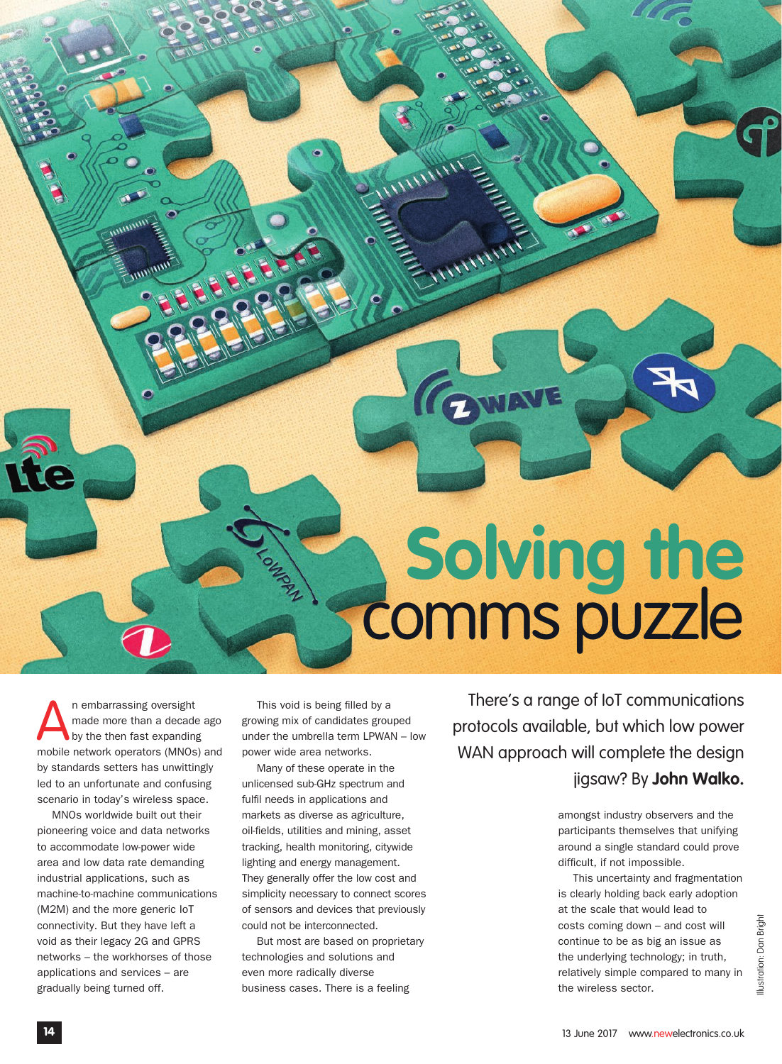# Solving the comms puzzle

There's a range of IoT communications protocols available, but which low power WAN approach will complete the design jigsaw? By **John Walko.**

An embarrassing oversight made more than a decade ago by the then fast expanding mobile network operators (MNOs) and by standards setters has unwittingly led to an unfortunate and confusing scenario in today's wireless space.

MNOs worldwide built out their pioneering voice and data networks to accommodate low-power wide area and low data rate demanding industrial applications, such as machine-to-machine communications (M2M) and the more generic IoT connectivity. But they have left a void as their legacy 2G and GPRS networks – the workhorses of those applications and services – are gradually being turned off.

This void is being filled by a growing mix of candidates grouped under the umbrella term LPWAN – low power wide area networks.

Many of these operate in the unlicensed sub-GHz spectrum and fulfil needs in applications and markets as diverse as agriculture, oil-fields, utilities and mining, asset tracking, health monitoring, citywide lighting and energy management. They generally offer the low cost and simplicity necessary to connect scores of sensors and devices that previously could not be interconnected.

But most are based on proprietary technologies and solutions and even more radically diverse business cases. There is a feeling amongst industry observers and the participants themselves that unifying around a single standard could prove difficult, if not impossible.

This uncertainty and fragmentation is clearly holding back early adoption at the scale that would lead to costs coming down – and cost will continue to be as big an issue as the underlying technology; in truth, relatively simple compared to many in the wireless sector.

Illustration: Dan Bright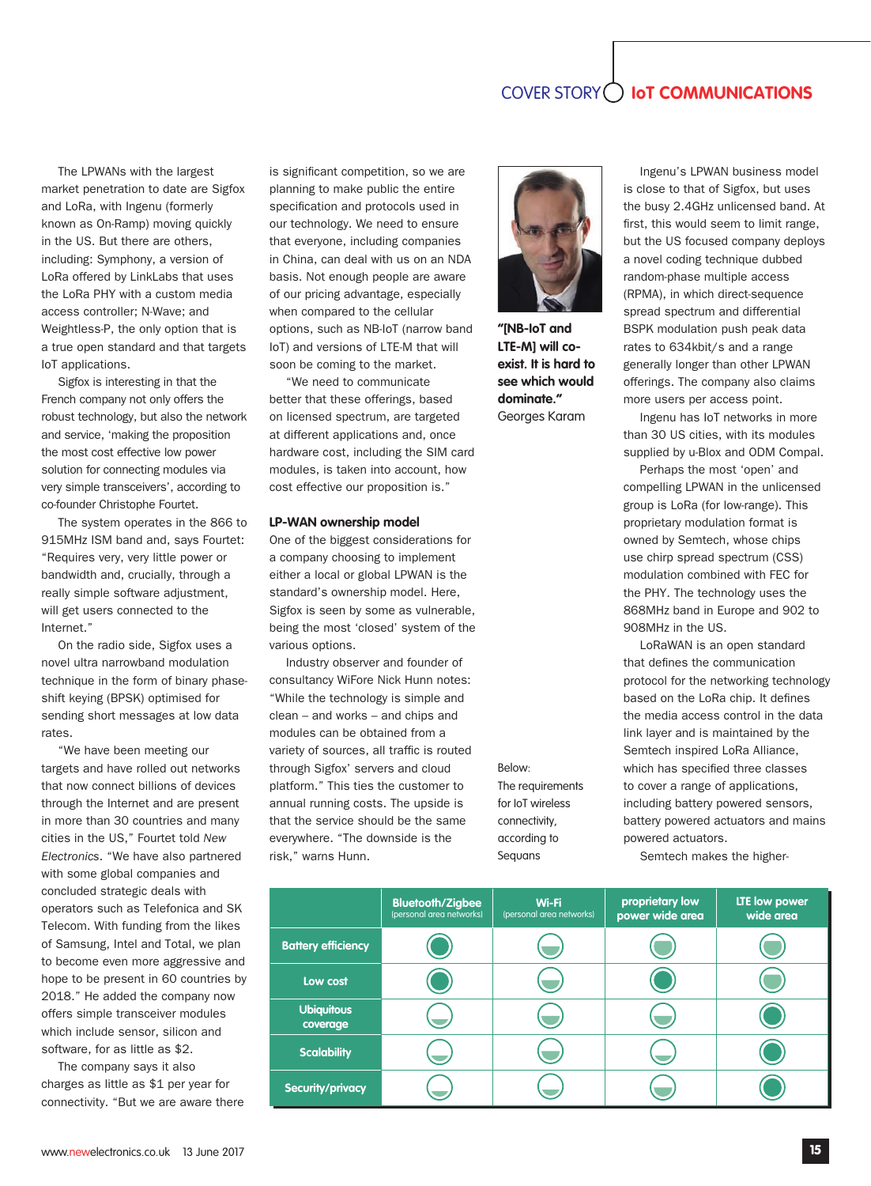The LPWANs with the largest market penetration to date are Sigfox and LoRa, with Ingenu (formerly known as On-Ramp) moving quickly in the US. But there are others, including: Symphony, a version of LoRa offered by LinkLabs that uses the LoRa PHY with a custom media access controller; N-Wave; and Weightless-P, the only option that is a true open standard and that targets IoT applications.

Sigfox is interesting in that the French company not only offers the robust technology, but also the network and service, 'making the proposition the most cost effective low power solution for connecting modules via very simple transceivers', according to co-founder Christophe Fourtet.

The system operates in the 866 to 915MHz ISM band and, says Fourtet: "Requires very, very little power or bandwidth and, crucially, through a really simple software adjustment, will get users connected to the Internet."

On the radio side, Sigfox uses a novel ultra narrowband modulation technique in the form of binary phase-shift keying (BPSK) optimised for sending short messages at low data rates.

"We have been meeting our targets and have rolled out networks that now connect billions of devices through the Internet and are present in more than 30 countries and many cities in the US," Fourtet told *New Electronics*. "We have also partnered with some global companies and concluded strategic deals with operators such as Telefonica and SK Telecom. With funding from the likes of Samsung, Intel and Total, we plan to become even more aggressive and hope to be present in 60 countries by 2018." He added the company now offers simple transceiver modules which include sensor, silicon and software, for as little as $2.

The company says it also charges as little as $1 per year for connectivity. "But we are aware there is significant competition, so we are planning to make public the entire specification and protocols used in our technology. We need to ensure that everyone, including companies in China, can deal with us on an NDA basis. Not enough people are aware of our pricing advantage, especially when compared to the cellular options, such as NB-IoT (narrow band IoT) and versions of LTE-M that will soon be coming to the market.

"We need to communicate better that these offerings, based on licensed spectrum, are targeted at different applications and, once hardware cost, including the SIM card modules, is taken into account, how cost effective our proposition is."

**"[NB-IoT and LTE-M] will co-exist. It is hard to see which would dominate."**
Georges Karam

## LP-WAN ownership model

One of the biggest considerations for a company choosing to implement either a local or global LPWAN is the standard's ownership model. Here, Sigfox is seen by some as vulnerable, being the most 'closed' system of the various options.

Industry observer and founder of consultancy WiFore Nick Hunn notes: "While the technology is simple and clean – and works – and chips and modules can be obtained from a variety of sources, all traffic is routed through Sigfox' servers and cloud platform." This ties the customer to annual running costs. The upside is that the service should be the same everywhere. "The downside is the risk," warns Hunn.

Ingenu's LPWAN business model is close to that of Sigfox, but uses the busy 2.4GHz unlicensed band. At first, this would seem to limit range, but the US focused company deploys a novel coding technique dubbed random-phase multiple access (RPMA), in which direct-sequence spread spectrum and differential BSPK modulation push peak data rates to 634kbit/s and a range generally longer than other LPWAN offerings. The company also claims more users per access point.

Ingenu has IoT networks in more than 30 US cities, with its modules supplied by u-Blox and ODM Compal.

Perhaps the most 'open' and compelling LPWAN in the unlicensed group is LoRa (for low-range). This proprietary modulation format is owned by Semtech, whose chips use chirp spread spectrum (CSS) modulation combined with FEC for the PHY. The technology uses the 868MHz band in Europe and 902 to 908MHz in the US.

LoRaWAN is an open standard that defines the communication protocol for the networking technology based on the LoRa chip. It defines the media access control in the data link layer and is maintained by the Semtech inspired LoRa Alliance, which has specified three classes to cover a range of applications, including battery powered sensors, battery powered actuators and mains powered actuators.

Semtech makes the higher-

Below: The requirements for IoT wireless connectivity, according to Sequans

| | Bluetooth/Zigbee (personal area networks) | Wi-Fi (personal area networks) | proprietary low power wide area | LTE low power wide area |
|---|---|---|---|---|
| Battery efficiency | ● | ◒ | ◕ | ◕ |
| Low cost | ● | ◒ | ● | ◕ |
| Ubiquitous coverage | ◔ | ◒ | ◒ | ● |
| Scalability | ◔ | ◒ | ◔ | ● |
| Security/privacy | ◔ | ◔ | ◒ | ● |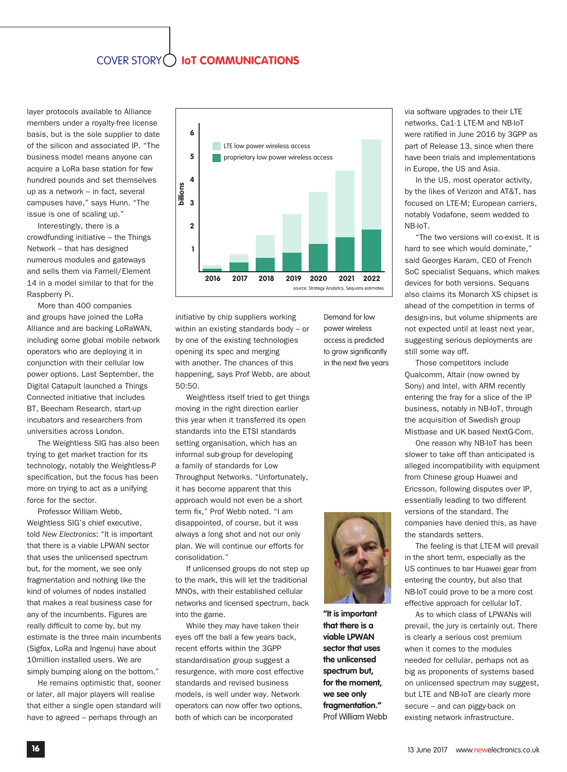layer protocols available to Alliance members under a royalty-free license basis, but is the sole supplier to date of the silicon and associated IP. "The business model means anyone can acquire a LoRa base station for few hundred pounds and set themselves up as a network – in fact, several campuses have," says Hunn. "The issue is one of scaling up."

Interestingly, there is a crowdfunding initiative – the Things Network – that has designed numerous modules and gateways and sells them via Farnell/Element 14 in a model similar to that for the Raspberry Pi.

More than 400 companies and groups have joined the LoRa Alliance and are backing LoRaWAN, including some global mobile network operators who are deploying it in conjunction with their cellular low power options. Last September, the Digital Catapult launched a Things Connected initiative that includes BT, Beecham Research, start-up incubators and researchers from universities across London.

The Weightless SIG has also been trying to get market traction for its technology, notably the Weightless-P specification, but the focus has been more on trying to act as a unifying force for the sector.

Professor William Webb, Weightless SIG's chief executive, told *New Electronics*: "It is important that there is a viable LPWAN sector that uses the unlicensed spectrum but, for the moment, we see only fragmentation and nothing like the kind of volumes of nodes installed that makes a real business case for any of the incumbents. Figures are really difficult to come by, but my estimate is the three main incumbents (Sigfox, LoRa and Ingenu) have about 10million installed users. We are simply bumping along on the bottom."

He remains optimistic that, sooner or later, all major players will realise that either a single open standard will have to agreed – perhaps through an initiative by chip suppliers working within an existing standards body – or by one of the existing technologies opening its spec and merging with another. The chances of this happening, says Prof Webb, are about 50:50.

Weightless itself tried to get things moving in the right direction earlier this year when it transferred its open standards into the ETSI standards setting organisation, which has an informal sub-group for developing a family of standards for Low Throughput Networks. "Unfortunately, it has become apparent that this approach would not even be a short term fix," Prof Webb noted. "I am disappointed, of course, but it was always a long shot and not our only plan. We will continue our efforts for consolidation."

If unlicensed groups do not step up to the mark, this will let the traditional MNOs, with their established cellular networks and licensed spectrum, back into the game.

While they may have taken their eyes off the ball a few years back, recent efforts within the 3GPP standardisation group suggest a resurgence, with more cost effective standards and revised business models, is well under way. Network operators can now offer two options, both of which can be incorporated via software upgrades to their LTE networks. Ca1-1 LTE-M and NB-IoT were ratified in June 2016 by 3GPP as part of Release 13, since when there have been trials and implementations in Europe, the US and Asia.

In the US, most operator activity, by the likes of Verizon and AT&T, has focused on LTE-M; European carriers, notably Vodafone, seem wedded to NB-IoT.

"The two versions will co-exist. It is hard to see which would dominate," said Georges Karam, CEO of French SoC specialist Sequans, which makes devices for both versions. Sequans also claims its Monarch XS chipset is ahead of the competition in terms of design-ins, but volume shipments are not expected until at least next year, suggesting serious deployments are still some way off.

Those competitors include Qualcomm, Altair (now owned by Sony) and Intel, with ARM recently entering the fray for a slice of the IP business, notably in NB-IoT, through the acquisition of Swedish group Mistbase and UK based NextG-Com.

One reason why NB-IoT has been slower to take off than anticipated is alleged incompatibility with equipment from Chinese group Huawei and Ericsson, following disputes over IP, essentially leading to two different versions of the standard. The companies have denied this, as have the standards setters.

The feeling is that LTE-M will prevail in the short term, especially as the US continues to bar Huawei gear from entering the country, but also that NB-IoT could prove to be a more cost effective approach for cellular IoT.

As to which class of LPWANs will prevail, the jury is certainly out. There is clearly a serious cost premium when it comes to the modules needed for cellular, perhaps not as big as proponents of systems based on unlicensed spectrum may suggest, but LTE and NB-IoT are clearly more secure – and can piggy-back on existing network infrastructure.

billions
6
5
4
3
2
1
LTE low power wireless access
proprietary low power wireless access
2016 2017 2018 2019 2020 2021 2022
source: Strategy Analytics, Sequans estimates

Demand for low power wireless access is predicted to grow significantly in the next five years

**"It is important that there is a viable LPWAN sector that uses the unlicensed spectrum but, for the moment, we see only fragmentation."**
Prof William Webb